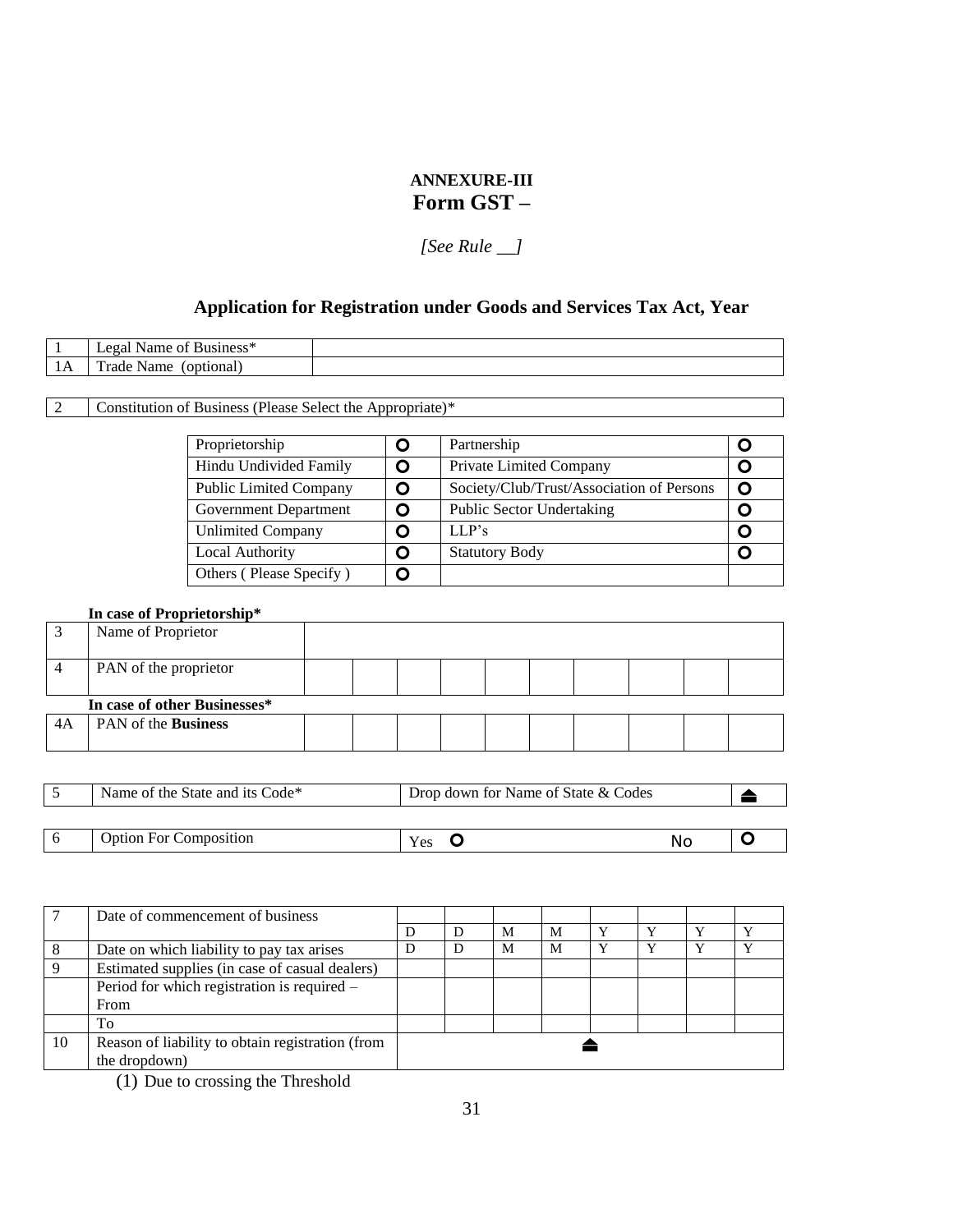**ANNEXURE-III**

## Form GST –

*[See Rule __]*

### Application for Registration under Goods and Services Tax Act, Year

| | | |
|---|---|---|
| 1 | Legal Name of Business* | |
| 1A | Trade Name (optional) | |

| | |
|---|---|
| 2 | Constitution of Business (Please Select the Appropriate)* |

| | | | |
|---|---|---|---|
| Proprietorship | O | Partnership | O |
| Hindu Undivided Family | O | Private Limited Company | O |
| Public Limited Company | O | Society/Club/Trust/Association of Persons | O |
| Government Department | O | Public Sector Undertaking | O |
| Unlimited Company | O | LLP's | O |
| Local Authority | O | Statutory Body | O |
| Others ( Please Specify ) | O | | |

**In case of Proprietorship***

| | | | | | | | | | | | |
|---|---|---|---|---|---|---|---|---|---|---|---|
| 3 | Name of Proprietor | | | | | | | | | | |
| 4 | PAN of the proprietor | | | | | | | | | | |

**In case of other Businesses***

| | | | | | | | | | | | |
|---|---|---|---|---|---|---|---|---|---|---|---|
| 4A | PAN of the **Business** | | | | | | | | | | |

| | | | |
|---|---|---|---|
| 5 | Name of the State and its Code* | Drop down for Name of State & Codes | ⏏ |

| | | | |
|---|---|---|---|
| 6 | Option For Composition | Yes O | No O |

| | | | | | | | | | |
|---|---|---|---|---|---|---|---|---|---|
| 7 | Date of commencement of business | D | D | M | M | Y | Y | Y | Y |
| 8 | Date on which liability to pay tax arises | D | D | M | M | Y | Y | Y | Y |
| 9 | Estimated supplies (in case of casual dealers) | | | | | | | | |
| | Period for which registration is required – From | | | | | | | | |
| | To | | | | | | | | |
| 10 | Reason of liability to obtain registration (from the dropdown) | ⏏ | | | | | | | |

(1) Due to crossing the Threshold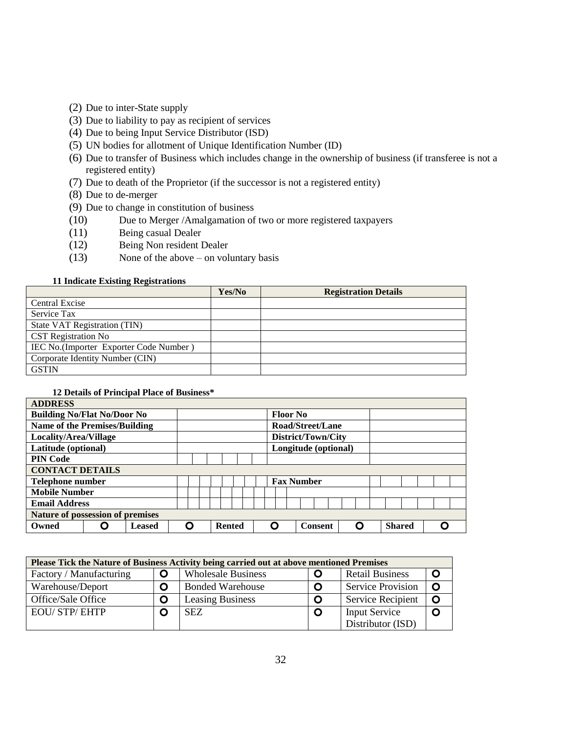(2) Due to inter-State supply
(3) Due to liability to pay as recipient of services
(4) Due to being Input Service Distributor (ISD)
(5) UN bodies for allotment of Unique Identification Number (ID)
(6) Due to transfer of Business which includes change in the ownership of business (if transferee is not a registered entity)
(7) Due to death of the Proprietor (if the successor is not a registered entity)
(8) Due to de-merger
(9) Due to change in constitution of business
(10) Due to Merger /Amalgamation of two or more registered taxpayers
(11) Being casual Dealer
(12) Being Non resident Dealer
(13) None of the above – on voluntary basis

**11 Indicate Existing Registrations**

| | Yes/No | Registration Details |
|---|---|---|
| Central Excise | | |
| Service Tax | | |
| State VAT Registration (TIN) | | |
| CST Registration No | | |
| IEC No.(Importer Exporter Code Number ) | | |
| Corporate Identity Number (CIN) | | |
| GSTIN | | |

**12 Details of Principal Place of Business***

| **ADDRESS** | | | | | | | | | |
|---|---|---|---|---|---|---|---|---|---|
| **Building No/Flat No/Door No** | | | | | **Floor No** | | | | |
| **Name of the Premises/Building** | | | | | **Road/Street/Lane** | | | | |
| **Locality/Area/Village** | | | | | **District/Town/City** | | | | |
| **Latitude (optional)** | | | | | **Longitude (optional)** | | | | |
| **PIN Code** | | | | | | | | | |
| **CONTACT DETAILS** | | | | | | | | | |
| **Telephone number** | | | | | **Fax Number** | | | | |
| **Mobile Number** | | | | | | | | | |
| **Email Address** | | | | | | | | | |
| **Nature of possession of premises** | | | | | | | | | |
| **Owned** | O | **Leased** | O | **Rented** | O | **Consent** | O | **Shared** | O |

| **Please Tick the Nature of Business Activity being carried out at above mentioned Premises** | | | | | |
|---|---|---|---|---|---|
| Factory / Manufacturing | O | Wholesale Business | O | Retail Business | O |
| Warehouse/Deport | O | Bonded Warehouse | O | Service Provision | O |
| Office/Sale Office | O | Leasing Business | O | Service Recipient | O |
| EOU/ STP/ EHTP | O | SEZ | O | Input Service Distributor (ISD) | O |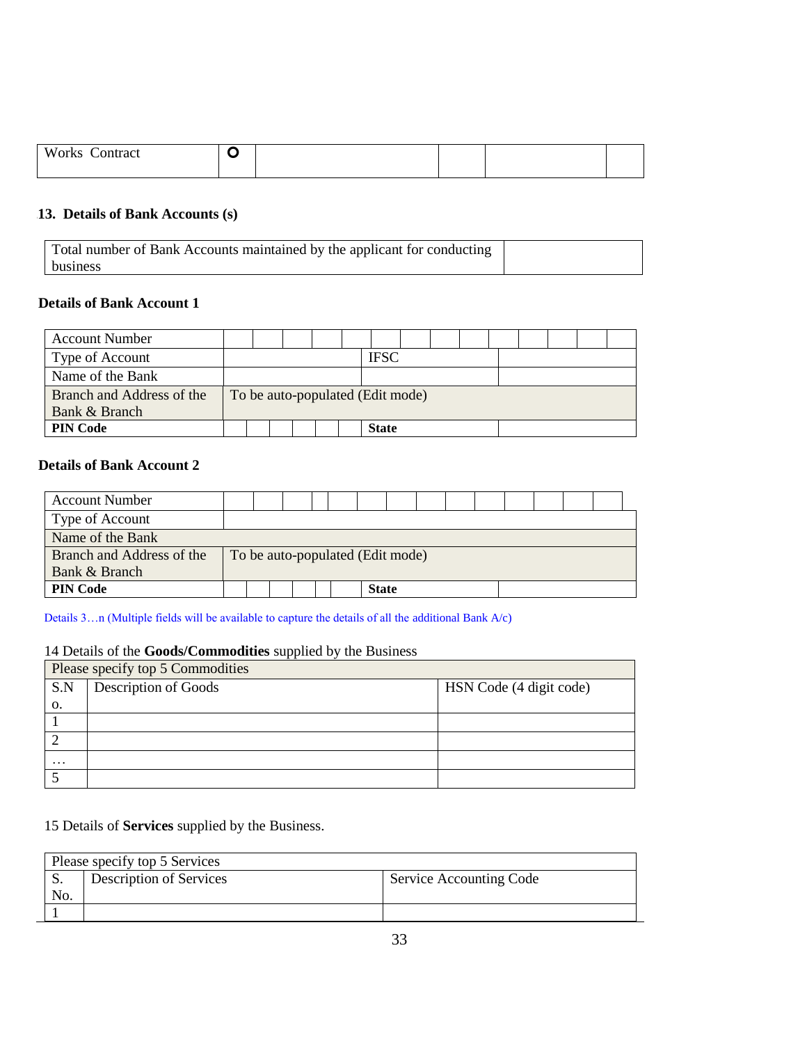| Works Contract | O | | | | |
|---|---|---|---|---|---|

**13. Details of Bank Accounts (s)**

| Total number of Bank Accounts maintained by the applicant for conducting business | |
|---|---|

**Details of Bank Account 1**

| Account Number | | | | | | | | | | | | | | |
|---|---|---|---|---|---|---|---|---|---|---|---|---|---|---|
| Type of Account | | IFSC | | |
| Name of the Bank | | | | |
| Branch and Address of the Bank & Branch | To be auto-populated (Edit mode) | | | |
| **PIN Code** | | | | | | | **State** | |

**Details of Bank Account 2**

| Account Number | | | | | | | | | | | | | | |
|---|---|---|---|---|---|---|---|---|---|---|---|---|---|---|
| Type of Account | |
| Name of the Bank | |
| Branch and Address of the Bank & Branch | To be auto-populated (Edit mode) |
| **PIN Code** | | | | | | | **State** | |

Details 3…n (Multiple fields will be available to capture the details of all the additional Bank A/c)

14 Details of the **Goods/Commodities** supplied by the Business

| Please specify top 5 Commodities | | |
|---|---|---|
| S.No. | Description of Goods | HSN Code (4 digit code) |
| 1 | | |
| 2 | | |
| … | | |
| 5 | | |

15 Details of **Services** supplied by the Business.

| Please specify top 5 Services | | |
|---|---|---|
| S. No. | Description of Services | Service Accounting Code |
| 1 | | |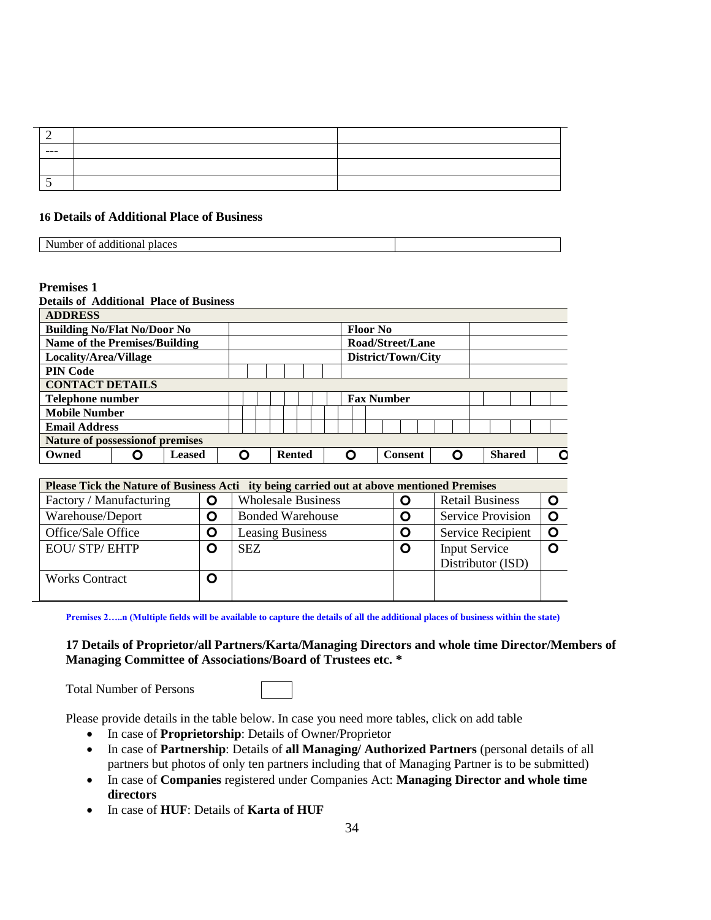| 2 | | |
|---|---|---|
| --- | | |
| | | |
| 5 | | |

**16 Details of Additional Place of Business**

| Number of additional places | |
|---|---|

**Premises 1**
**Details of Additional Place of Business**

| **ADDRESS** | | | | | | | | | |
|---|---|---|---|---|---|---|---|---|---|
| **Building No/Flat No/Door No** | | | | **Floor No** | | | | | |
| **Name of the Premises/Building** | | | | **Road/Street/Lane** | | | | | |
| **Locality/Area/Village** | | | | **District/Town/City** | | | | | |
| **PIN Code** | | | | | | | | | |
| **CONTACT DETAILS** | | | | | | | | | |
| **Telephone number** | | | | **Fax Number** | | | | | |
| **Mobile Number** | | | | | | | | | |
| **Email Address** | | | | | | | | | |
| **Nature of possessionof premises** | | | | | | | | | |
| **Owned** | O | **Leased** | O | **Rented** | O | **Consent** | O | **Shared** | O |

| **Please Tick the Nature of Business Acti ity being carried out at above mentioned Premises** | | | | | |
|---|---|---|---|---|---|
| Factory / Manufacturing | O | Wholesale Business | O | Retail Business | O |
| Warehouse/Deport | O | Bonded Warehouse | O | Service Provision | O |
| Office/Sale Office | O | Leasing Business | O | Service Recipient | O |
| EOU/ STP/ EHTP | O | SEZ | O | Input Service Distributor (ISD) | O |
| Works Contract | O | | | | |

**Premises 2…..n (Multiple fields will be available to capture the details of all the additional places of business within the state)**

**17 Details of Proprietor/all Partners/Karta/Managing Directors and whole time Director/Members of Managing Committee of Associations/Board of Trustees etc. \***

Total Number of Persons

Please provide details in the table below. In case you need more tables, click on add table

- In case of **Proprietorship**: Details of Owner/Proprietor
- In case of **Partnership**: Details of **all Managing/ Authorized Partners** (personal details of all partners but photos of only ten partners including that of Managing Partner is to be submitted)
- In case of **Companies** registered under Companies Act: **Managing Director and whole time directors**
- In case of **HUF**: Details of **Karta of HUF**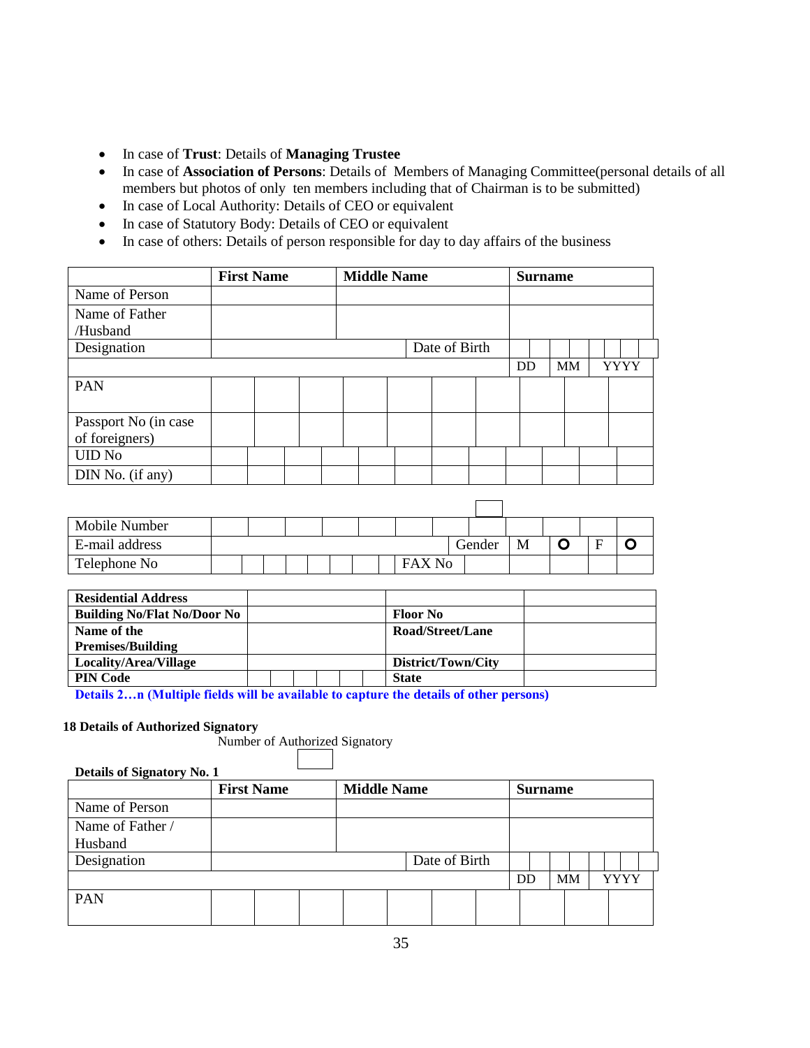- In case of **Trust**: Details of **Managing Trustee**
- In case of **Association of Persons**: Details of Members of Managing Committee(personal details of all members but photos of only ten members including that of Chairman is to be submitted)
- In case of Local Authority: Details of CEO or equivalent
- In case of Statutory Body: Details of CEO or equivalent
- In case of others: Details of person responsible for day to day affairs of the business

| | **First Name** | **Middle Name** | **Surname** |
|---|---|---|---|
| Name of Person | | | |
| Name of Father /Husband | | | |
| Designation | | Date of Birth | DD / MM / YYYY |
| PAN | | | |
| Passport No (in case of foreigners) | | | |
| UID No | | | |
| DIN No. (if any) | | | |

| | | | | | |
|---|---|---|---|---|---|
| Mobile Number | | | | | |
| E-mail address | | Gender | M | O | F O |
| Telephone No | | FAX No | | | |

| | | | |
|---|---|---|---|
| **Residential Address** | | | |
| **Building No/Flat No/Door No** | | **Floor No** | |
| **Name of the Premises/Building** | | **Road/Street/Lane** | |
| **Locality/Area/Village** | | **District/Town/City** | |
| **PIN Code** | | **State** | |

**Details 2…n (Multiple fields will be available to capture the details of other persons)**

**18 Details of Authorized Signatory**

Number of Authorized Signatory

**Details of Signatory No. 1**

| | **First Name** | **Middle Name** | **Surname** |
|---|---|---|---|
| Name of Person | | | |
| Name of Father / Husband | | | |
| Designation | | Date of Birth | DD / MM / YYYY |
| PAN | | | |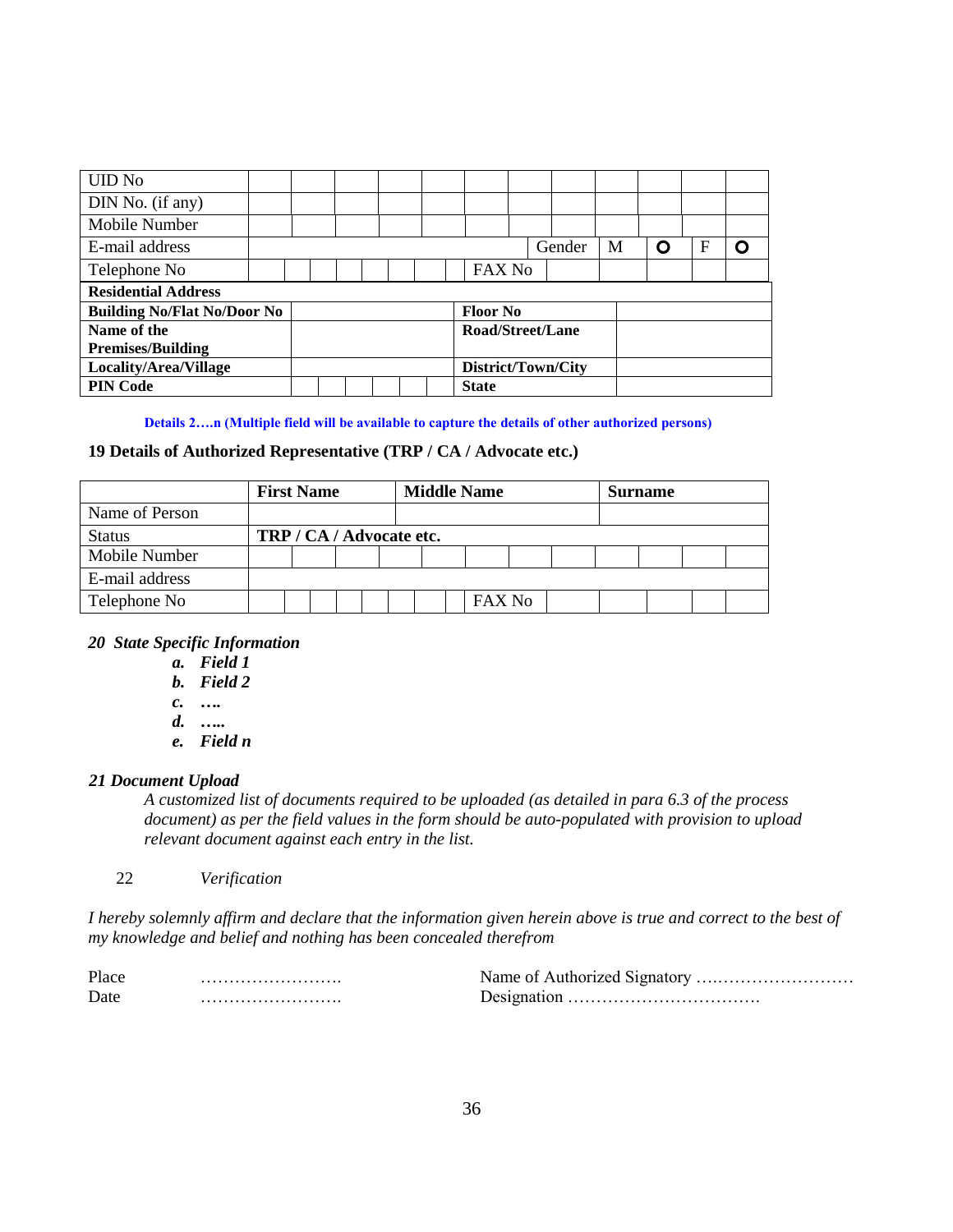| UID No | | | | | | | | | | | | |
|---|---|---|---|---|---|---|---|---|---|---|---|---|
| DIN No. (if any) | | | | | | | | | | | | |
| Mobile Number | | | | | | | | | | | | |
| E-mail address | | | | | | | Gender | M | O | F | O | |
| Telephone No | | | | | | | FAX No | | | | | |

| Residential Address | | | |
|---|---|---|---|
| **Building No/Flat No/Door No** | | **Floor No** | |
| **Name of the Premises/Building** | | **Road/Street/Lane** | |
| **Locality/Area/Village** | | **District/Town/City** | |
| **PIN Code** | | **State** | |

**Details 2….n (Multiple field will be available to capture the details of other authorized persons)**

**19 Details of Authorized Representative (TRP / CA / Advocate etc.)**

| | First Name | Middle Name | Surname |
|---|---|---|---|
| Name of Person | | | |
| Status | **TRP / CA / Advocate etc.** | | |
| Mobile Number | | | |
| E-mail address | | | |
| Telephone No | | FAX No | |

***20 State Specific Information***

- ***a. Field 1***
- ***b. Field 2***
- ***c. ….***
- ***d. …..***
- ***e. Field n***

***21 Document Upload***

*A customized list of documents required to be uploaded (as detailed in para 6.3 of the process document) as per the field values in the form should be auto-populated with provision to upload relevant document against each entry in the list.*

22 *Verification*

*I hereby solemnly affirm and declare that the information given herein above is true and correct to the best of my knowledge and belief and nothing has been concealed therefrom*

Place …………………….  Name of Authorized Signatory ….……………………

Date …………………….  Designation …………………………….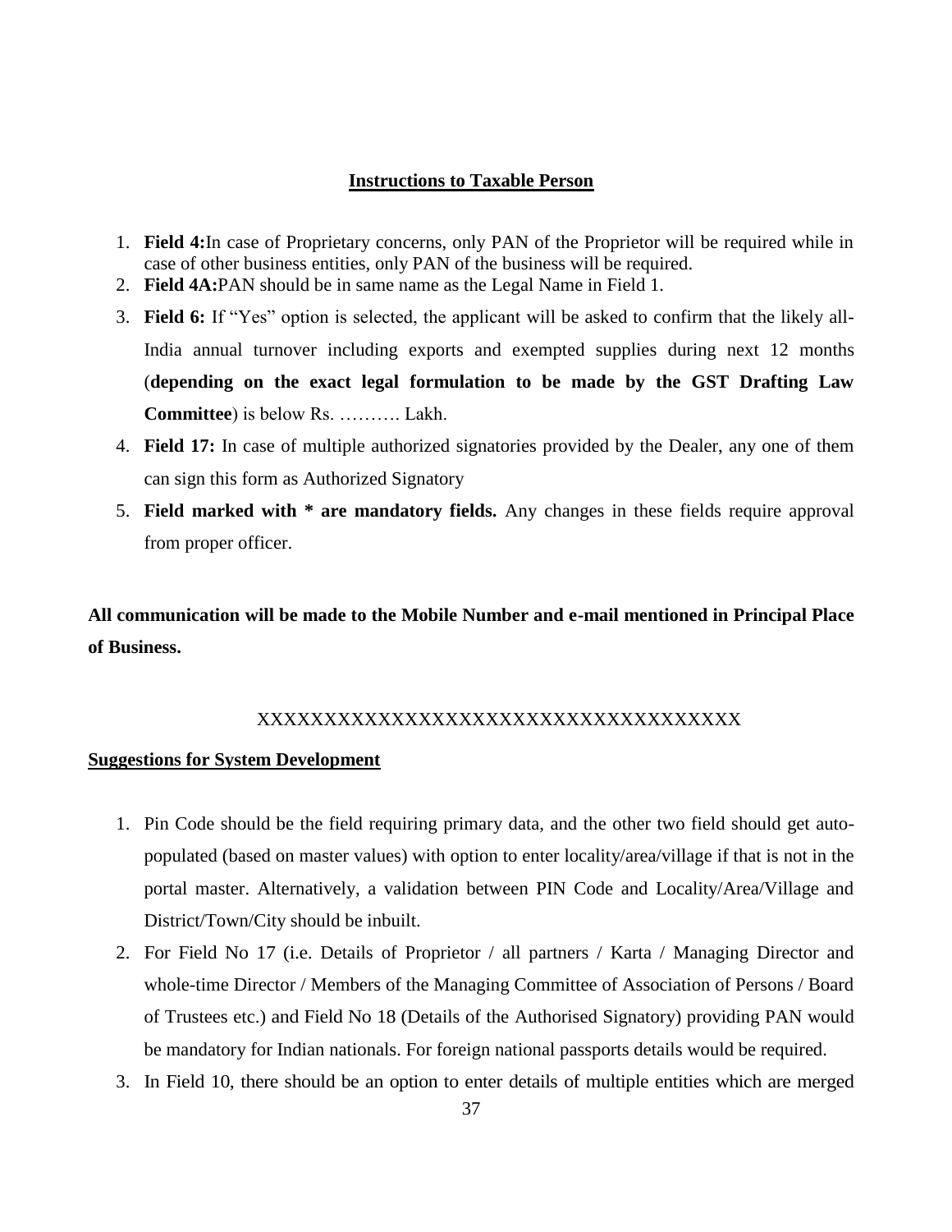## Instructions to Taxable Person

1. **Field 4:**In case of Proprietary concerns, only PAN of the Proprietor will be required while in case of other business entities, only PAN of the business will be required.
2. **Field 4A:**PAN should be in same name as the Legal Name in Field 1.
3. **Field 6:** If "Yes" option is selected, the applicant will be asked to confirm that the likely all-India annual turnover including exports and exempted supplies during next 12 months (**depending on the exact legal formulation to be made by the GST Drafting Law Committee**) is below Rs. ………. Lakh.
4. **Field 17:** In case of multiple authorized signatories provided by the Dealer, any one of them can sign this form as Authorized Signatory
5. **Field marked with * are mandatory fields.** Any changes in these fields require approval from proper officer.

**All communication will be made to the Mobile Number and e-mail mentioned in Principal Place of Business.**

XXXXXXXXXXXXXXXXXXXXXXXXXXXXXXXXXXXX

**Suggestions for System Development**

1. Pin Code should be the field requiring primary data, and the other two field should get auto-populated (based on master values) with option to enter locality/area/village if that is not in the portal master. Alternatively, a validation between PIN Code and Locality/Area/Village and District/Town/City should be inbuilt.
2. For Field No 17 (i.e. Details of Proprietor / all partners / Karta / Managing Director and whole-time Director / Members of the Managing Committee of Association of Persons / Board of Trustees etc.) and Field No 18 (Details of the Authorised Signatory) providing PAN would be mandatory for Indian nationals. For foreign national passports details would be required.
3. In Field 10, there should be an option to enter details of multiple entities which are merged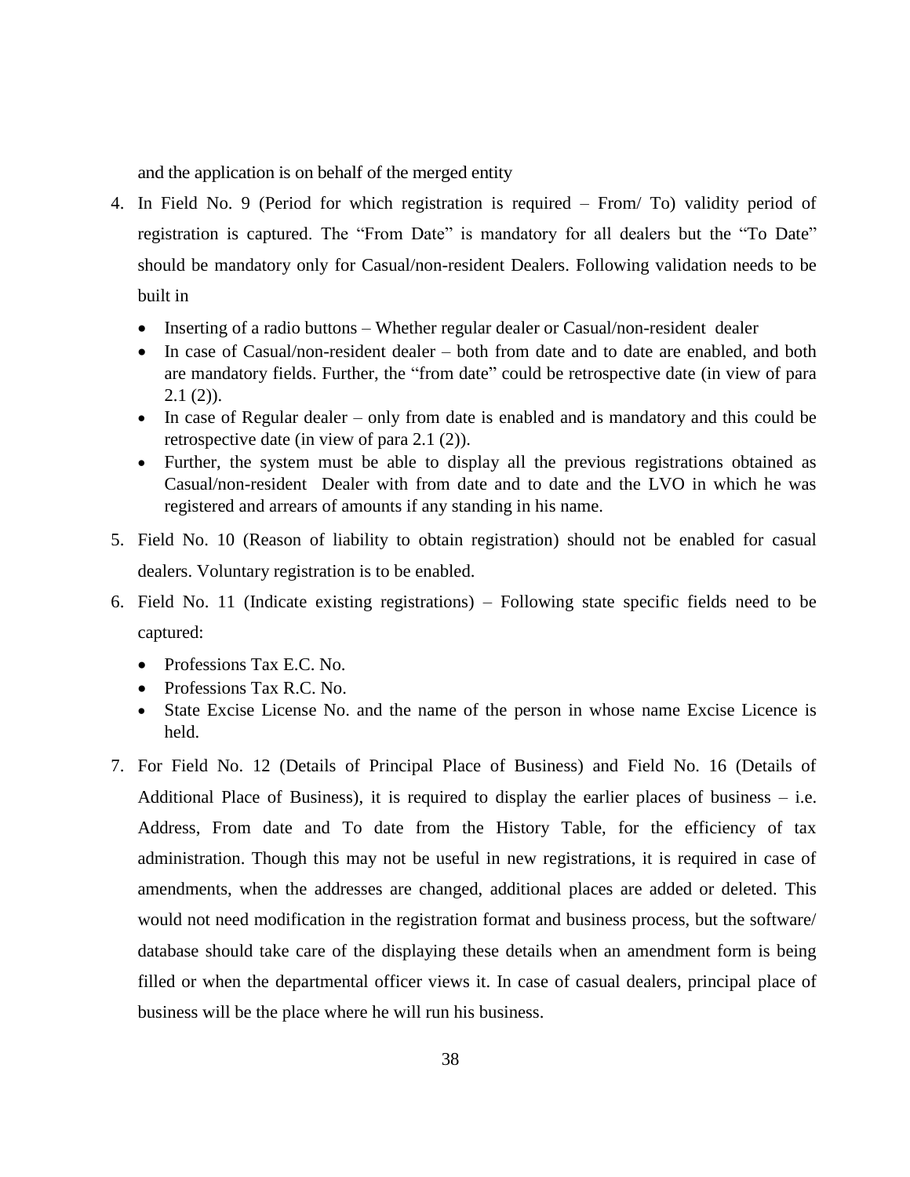and the application is on behalf of the merged entity

4. In Field No. 9 (Period for which registration is required – From/ To) validity period of registration is captured. The "From Date" is mandatory for all dealers but the "To Date" should be mandatory only for Casual/non-resident Dealers. Following validation needs to be built in

    - Inserting of a radio buttons – Whether regular dealer or Casual/non-resident dealer
    - In case of Casual/non-resident dealer – both from date and to date are enabled, and both are mandatory fields. Further, the "from date" could be retrospective date (in view of para 2.1 (2)).
    - In case of Regular dealer – only from date is enabled and is mandatory and this could be retrospective date (in view of para 2.1 (2)).
    - Further, the system must be able to display all the previous registrations obtained as Casual/non-resident Dealer with from date and to date and the LVO in which he was registered and arrears of amounts if any standing in his name.

5. Field No. 10 (Reason of liability to obtain registration) should not be enabled for casual dealers. Voluntary registration is to be enabled.

6. Field No. 11 (Indicate existing registrations) – Following state specific fields need to be captured:

    - Professions Tax E.C. No.
    - Professions Tax R.C. No.
    - State Excise License No. and the name of the person in whose name Excise Licence is held.

7. For Field No. 12 (Details of Principal Place of Business) and Field No. 16 (Details of Additional Place of Business), it is required to display the earlier places of business – i.e. Address, From date and To date from the History Table, for the efficiency of tax administration. Though this may not be useful in new registrations, it is required in case of amendments, when the addresses are changed, additional places are added or deleted. This would not need modification in the registration format and business process, but the software/ database should take care of the displaying these details when an amendment form is being filled or when the departmental officer views it. In case of casual dealers, principal place of business will be the place where he will run his business.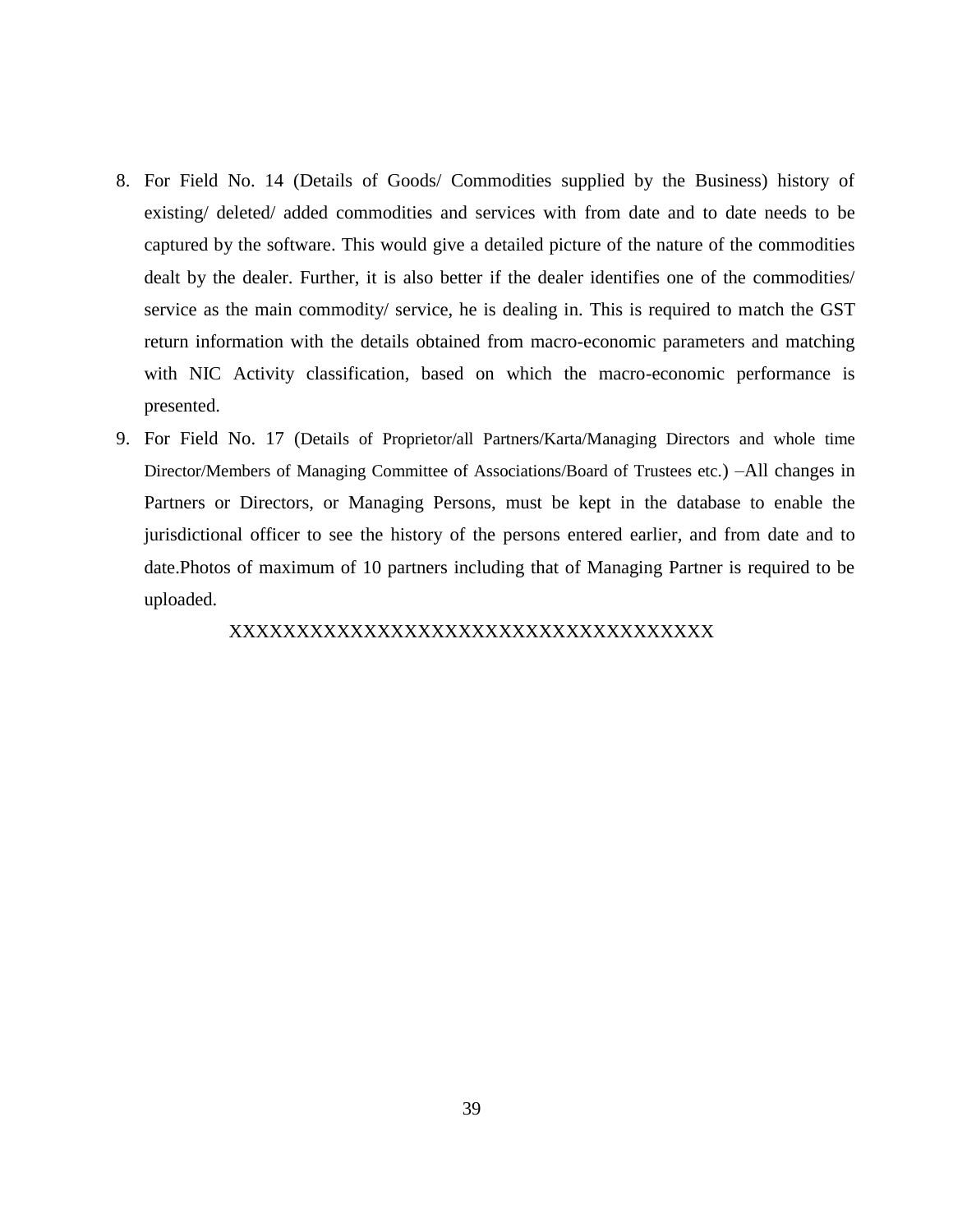8. For Field No. 14 (Details of Goods/ Commodities supplied by the Business) history of existing/ deleted/ added commodities and services with from date and to date needs to be captured by the software. This would give a detailed picture of the nature of the commodities dealt by the dealer. Further, it is also better if the dealer identifies one of the commodities/ service as the main commodity/ service, he is dealing in. This is required to match the GST return information with the details obtained from macro-economic parameters and matching with NIC Activity classification, based on which the macro-economic performance is presented.
9. For Field No. 17 (Details of Proprietor/all Partners/Karta/Managing Directors and whole time Director/Members of Managing Committee of Associations/Board of Trustees etc.) –All changes in Partners or Directors, or Managing Persons, must be kept in the database to enable the jurisdictional officer to see the history of the persons entered earlier, and from date and to date.Photos of maximum of 10 partners including that of Managing Partner is required to be uploaded.

XXXXXXXXXXXXXXXXXXXXXXXXXXXXXXXXXXX